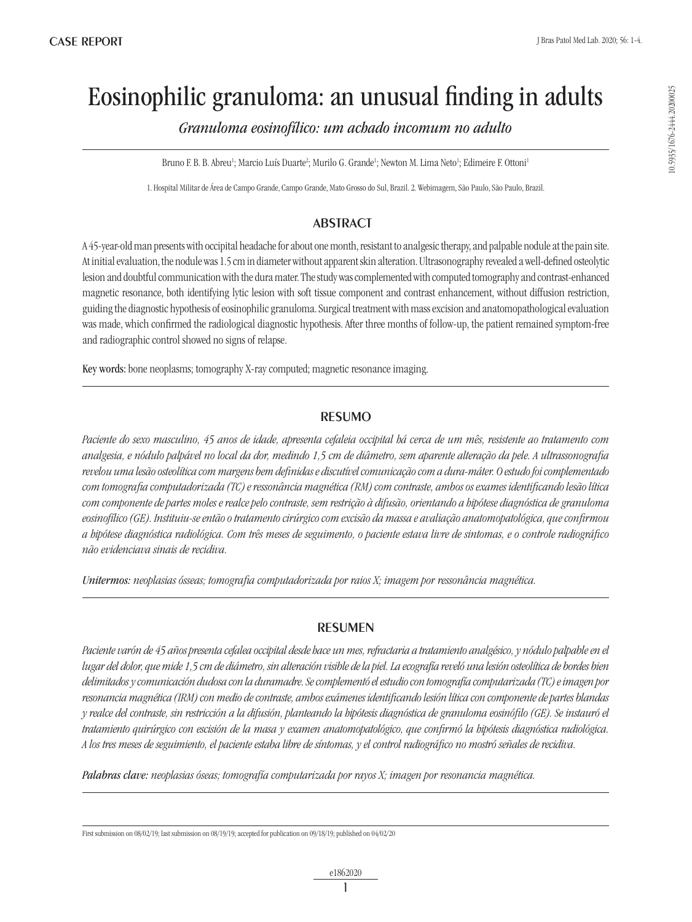CASE REPORT

# Eosinophilic granuloma: an unusual finding in adults

*Granuloma eosinofílico: um achado incomum no adulto*

Bruno F. B. B. Abreu[1]; Marcio Luís Duarte[2]; Murilo G. Grande[1]; Newton M. Lima Neto[1]; Edimeire F. Ottoni[1]

1. Hospital Militar de Área de Campo Grande, Campo Grande, Mato Grosso do Sul, Brazil. 2. Webimagem, São Paulo, São Paulo, Brazil.

## ABSTRACT

A 45-year-old man presents with occipital headache for about one month, resistant to analgesic therapy, and palpable nodule at the pain site. At initial evaluation, the nodule was 1.5 cm in diameter without apparent skin alteration. Ultrasonography revealed a well-defined osteolytic lesion and doubtful communication with the dura mater. The study was complemented with computed tomography and contrast-enhanced magnetic resonance, both identifying lytic lesion with soft tissue component and contrast enhancement, without diffusion restriction, guiding the diagnostic hypothesis of eosinophilic granuloma. Surgical treatment with mass excision and anatomopathological evaluation was made, which confirmed the radiological diagnostic hypothesis. After three months of follow-up, the patient remained symptom-free and radiographic control showed no signs of relapse.

**Key words:** bone neoplasms; tomography X-ray computed; magnetic resonance imaging.

## RESUMO

*Paciente do sexo masculino, 45 anos de idade, apresenta cefaleia occipital há cerca de um mês, resistente ao tratamento com analgesia, e nódulo palpável no local da dor, medindo 1,5 cm de diâmetro, sem aparente alteração da pele. A ultrassonografia revelou uma lesão osteolítica com margens bem definidas e discutível comunicação com a dura-máter. O estudo foi complementado com tomografia computadorizada (TC) e ressonância magnética (RM) com contraste, ambos os exames identificando lesão lítica com componente de partes moles e realce pelo contraste, sem restrição à difusão, orientando a hipótese diagnóstica de granuloma eosinofílico (GE). Instituiu-se então o tratamento cirúrgico com excisão da massa e avaliação anatomopatológica, que confirmou a hipótese diagnóstica radiológica. Com três meses de seguimento, o paciente estava livre de sintomas, e o controle radiográfico não evidenciava sinais de recidiva.*

***Unitermos:*** *neoplasias ósseas; tomografia computadorizada por raios X; imagem por ressonância magnética.*

## RESUMEN

*Paciente varón de 45 años presenta cefalea occipital desde hace un mes, refractaria a tratamiento analgésico, y nódulo palpable en el lugar del dolor, que mide 1,5 cm de diámetro, sin alteración visible de la piel. La ecografía reveló una lesión osteolítica de bordes bien delimitados y comunicación dudosa con la duramadre. Se complementó el estudio con tomografía computarizada (TC) e imagen por resonancia magnética (IRM) con medio de contraste, ambos exámenes identificando lesión lítica con componente de partes blandas y realce del contraste, sin restricción a la difusión, planteando la hipótesis diagnóstica de granuloma eosinófilo (GE). Se instauró el tratamiento quirúrgico con escisión de la masa y examen anatomopatológico, que confirmó la hipótesis diagnóstica radiológica. A los tres meses de seguimiento, el paciente estaba libre de síntomas, y el control radiográfico no mostró señales de recidiva.*

***Palabras clave:*** *neoplasias óseas; tomografía computarizada por rayos X; imagen por resonancia magnética.*

First submission on 08/02/19; last submission on 08/19/19; accepted for publication on 09/18/19; published on 04/02/20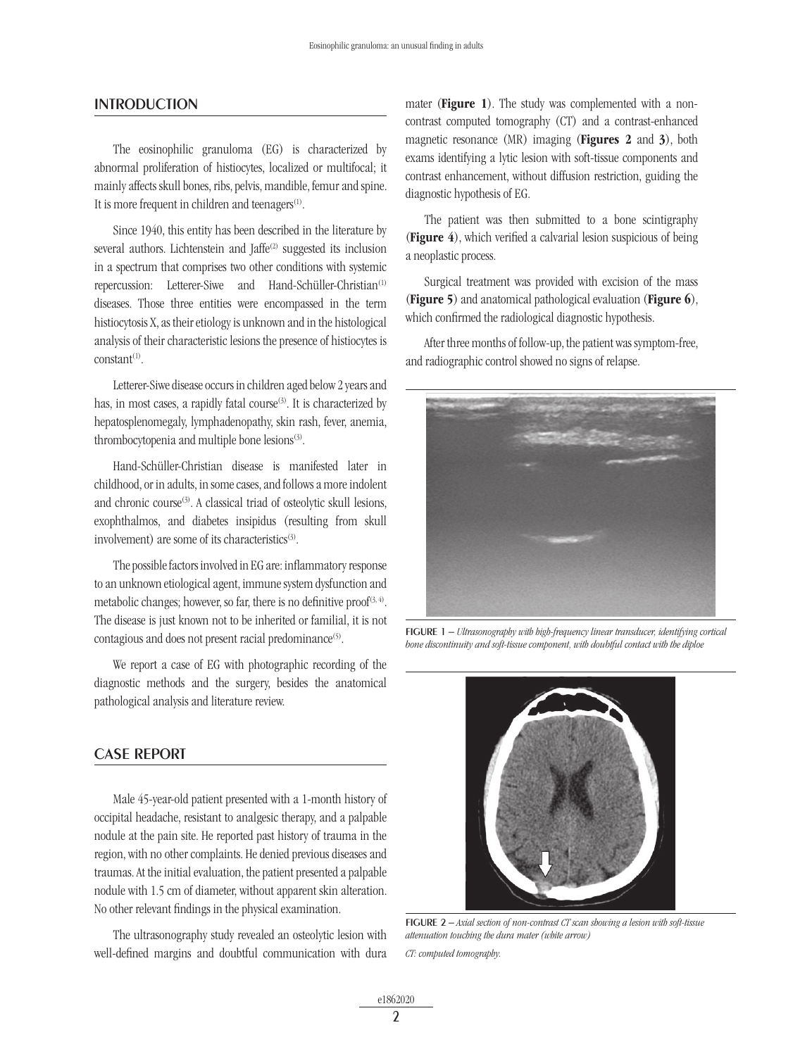## INTRODUCTION

The eosinophilic granuloma (EG) is characterized by abnormal proliferation of histiocytes, localized or multifocal; it mainly affects skull bones, ribs, pelvis, mandible, femur and spine. It is more frequent in children and teenagers[1].

Since 1940, this entity has been described in the literature by several authors. Lichtenstein and Jaffe[2] suggested its inclusion in a spectrum that comprises two other conditions with systemic repercussion: Letterer-Siwe and Hand-Schüller-Christian[1] diseases. Those three entities were encompassed in the term histiocytosis X, as their etiology is unknown and in the histological analysis of their characteristic lesions the presence of histiocytes is constant[1].

Letterer-Siwe disease occurs in children aged below 2 years and has, in most cases, a rapidly fatal course[3]. It is characterized by hepatosplenomegaly, lymphadenopathy, skin rash, fever, anemia, thrombocytopenia and multiple bone lesions[3].

Hand-Schüller-Christian disease is manifested later in childhood, or in adults, in some cases, and follows a more indolent and chronic course[3]. A classical triad of osteolytic skull lesions, exophthalmos, and diabetes insipidus (resulting from skull involvement) are some of its characteristics[3].

The possible factors involved in EG are: inflammatory response to an unknown etiological agent, immune system dysfunction and metabolic changes; however, so far, there is no definitive proof[3, 4]. The disease is just known not to be inherited or familial, it is not contagious and does not present racial predominance[5].

We report a case of EG with photographic recording of the diagnostic methods and the surgery, besides the anatomical pathological analysis and literature review.

## CASE REPORT

Male 45-year-old patient presented with a 1-month history of occipital headache, resistant to analgesic therapy, and a palpable nodule at the pain site. He reported past history of trauma in the region, with no other complaints. He denied previous diseases and traumas. At the initial evaluation, the patient presented a palpable nodule with 1.5 cm of diameter, without apparent skin alteration. No other relevant findings in the physical examination.

The ultrasonography study revealed an osteolytic lesion with well-defined margins and doubtful communication with dura mater (**Figure 1**). The study was complemented with a non-contrast computed tomography (CT) and a contrast-enhanced magnetic resonance (MR) imaging (**Figures 2** and **3**), both exams identifying a lytic lesion with soft-tissue components and contrast enhancement, without diffusion restriction, guiding the diagnostic hypothesis of EG.

The patient was then submitted to a bone scintigraphy (**Figure 4**), which verified a calvarial lesion suspicious of being a neoplastic process.

Surgical treatment was provided with excision of the mass (**Figure 5**) and anatomical pathological evaluation (**Figure 6**), which confirmed the radiological diagnostic hypothesis.

After three months of follow-up, the patient was symptom-free, and radiographic control showed no signs of relapse.

FIGURE 1 – *Ultrasonography with high-frequency linear transducer, identifying cortical bone discontinuity and soft-tissue component, with doubtful contact with the diploe*

FIGURE 2 – *Axial section of non-contrast CT scan showing a lesion with soft-tissue attenuation touching the dura mater (white arrow)*

*CT: computed tomography.*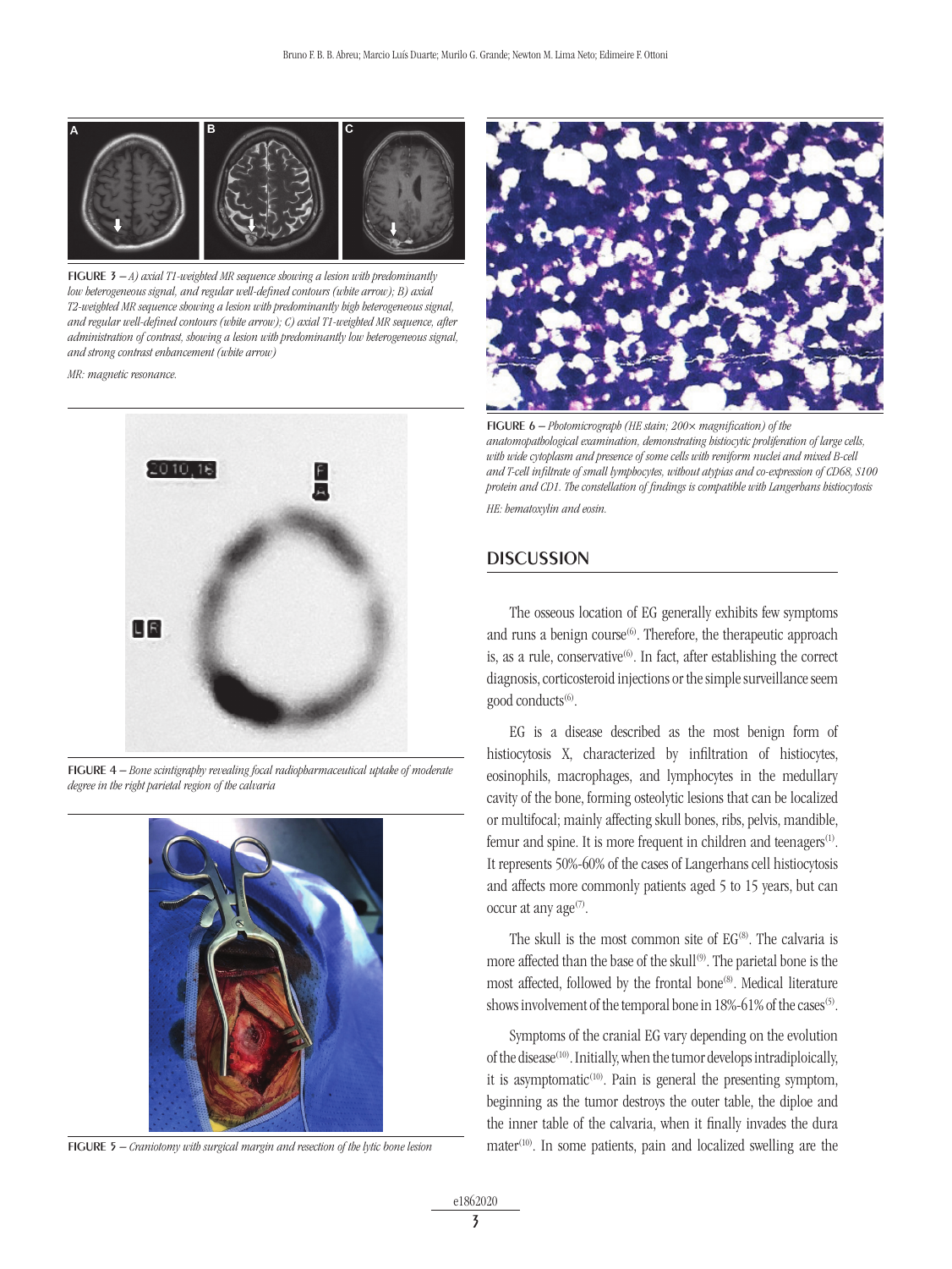FIGURE 3 – *A) axial T1-weighted MR sequence showing a lesion with predominantly low heterogeneous signal, and regular well-defined contours (white arrow); B) axial T2-weighted MR sequence showing a lesion with predominantly high heterogeneous signal, and regular well-defined contours (white arrow); C) axial T1-weighted MR sequence, after administration of contrast, showing a lesion with predominantly low heterogeneous signal, and strong contrast enhancement (white arrow)*

*MR: magnetic resonance.*

FIGURE 4 – *Bone scintigraphy revealing focal radiopharmaceutical uptake of moderate degree in the right parietal region of the calvaria*

FIGURE 5 – *Craniotomy with surgical margin and resection of the lytic bone lesion*

FIGURE 6 – *Photomicrograph (HE stain; 200× magnification) of the anatomopathological examination, demonstrating histiocytic proliferation of large cells, with wide cytoplasm and presence of some cells with reniform nuclei and mixed B-cell and T-cell infiltrate of small lymphocytes, without atypias and co-expression of CD68, S100 protein and CD1. The constellation of findings is compatible with Langerhans histiocytosis*

*HE: hematoxylin and eosin.*

## DISCUSSION

The osseous location of EG generally exhibits few symptoms and runs a benign course[6]. Therefore, the therapeutic approach is, as a rule, conservative[6]. In fact, after establishing the correct diagnosis, corticosteroid injections or the simple surveillance seem good conducts[6].

EG is a disease described as the most benign form of histiocytosis X, characterized by infiltration of histiocytes, eosinophils, macrophages, and lymphocytes in the medullary cavity of the bone, forming osteolytic lesions that can be localized or multifocal; mainly affecting skull bones, ribs, pelvis, mandible, femur and spine. It is more frequent in children and teenagers[1]. It represents 50%-60% of the cases of Langerhans cell histiocytosis and affects more commonly patients aged 5 to 15 years, but can occur at any age[7].

The skull is the most common site of EG[8]. The calvaria is more affected than the base of the skull[9]. The parietal bone is the most affected, followed by the frontal bone[8]. Medical literature shows involvement of the temporal bone in 18%-61% of the cases[5].

Symptoms of the cranial EG vary depending on the evolution of the disease[10]. Initially, when the tumor develops intradiploically, it is asymptomatic[10]. Pain is general the presenting symptom, beginning as the tumor destroys the outer table, the diploe and the inner table of the calvaria, when it finally invades the dura mater[10]. In some patients, pain and localized swelling are the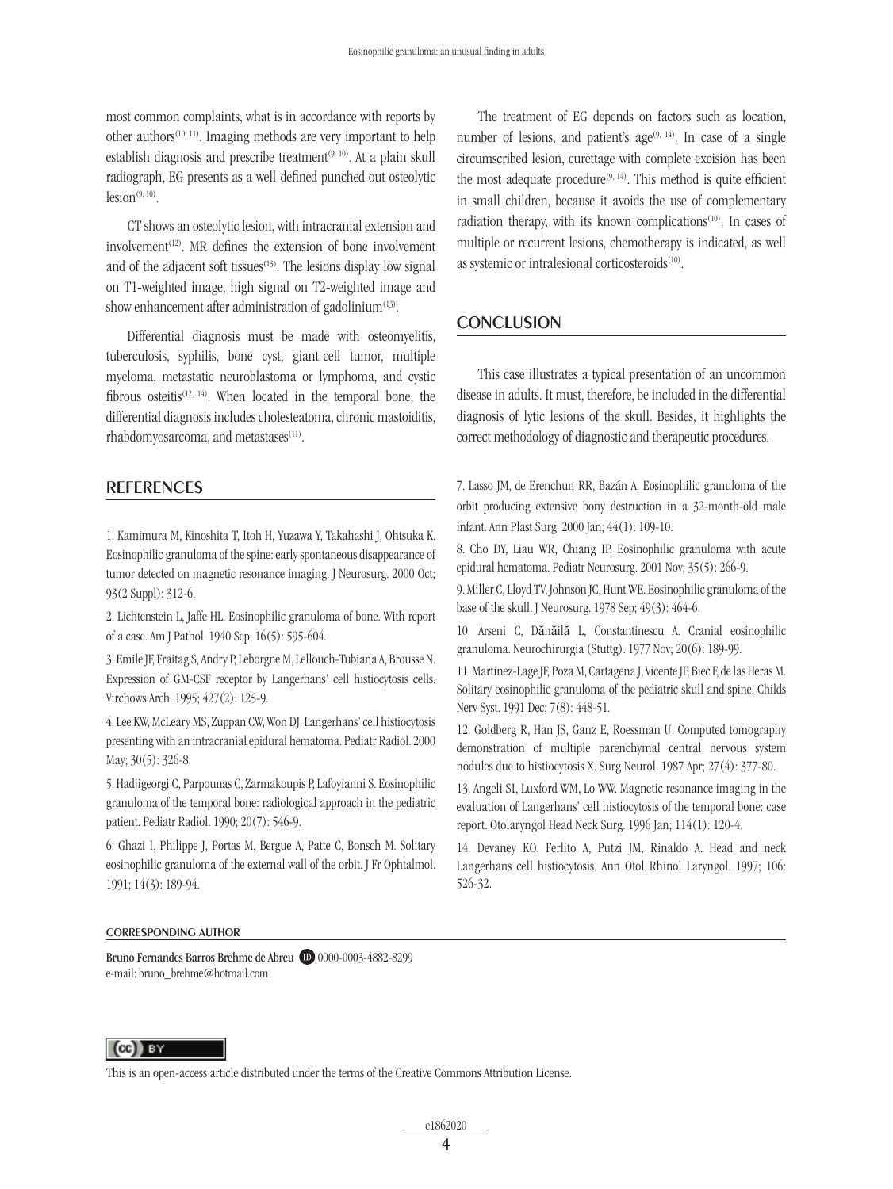most common complaints, what is in accordance with reports by other authors[10, 11]. Imaging methods are very important to help establish diagnosis and prescribe treatment[9, 10]. At a plain skull radiograph, EG presents as a well-defined punched out osteolytic lesion[9, 10].

CT shows an osteolytic lesion, with intracranial extension and involvement[12]. MR defines the extension of bone involvement and of the adjacent soft tissues[13]. The lesions display low signal on T1-weighted image, high signal on T2-weighted image and show enhancement after administration of gadolinium[13].

Differential diagnosis must be made with osteomyelitis, tuberculosis, syphilis, bone cyst, giant-cell tumor, multiple myeloma, metastatic neuroblastoma or lymphoma, and cystic fibrous osteitis[12, 14]. When located in the temporal bone, the differential diagnosis includes cholesteatoma, chronic mastoiditis, rhabdomyosarcoma, and metastases[11].

The treatment of EG depends on factors such as location, number of lesions, and patient's age[9, 14]. In case of a single circumscribed lesion, curettage with complete excision has been the most adequate procedure[9, 14]. This method is quite efficient in small children, because it avoids the use of complementary radiation therapy, with its known complications[10]. In cases of multiple or recurrent lesions, chemotherapy is indicated, as well as systemic or intralesional corticosteroids[10].

## CONCLUSION

This case illustrates a typical presentation of an uncommon disease in adults. It must, therefore, be included in the differential diagnosis of lytic lesions of the skull. Besides, it highlights the correct methodology of diagnostic and therapeutic procedures.

## REFERENCES

1. Kamimura M, Kinoshita T, Itoh H, Yuzawa Y, Takahashi J, Ohtsuka K. Eosinophilic granuloma of the spine: early spontaneous disappearance of tumor detected on magnetic resonance imaging. J Neurosurg. 2000 Oct; 93(2 Suppl): 312-6.

2. Lichtenstein L, Jaffe HL. Eosinophilic granuloma of bone. With report of a case. Am J Pathol. 1940 Sep; 16(5): 595-604.

3. Emile JF, Fraitag S, Andry P, Leborgne M, Lellouch-Tubiana A, Brousse N. Expression of GM-CSF receptor by Langerhans' cell histiocytosis cells. Virchows Arch. 1995; 427(2): 125-9.

4. Lee KW, McLeary MS, Zuppan CW, Won DJ. Langerhans' cell histiocytosis presenting with an intracranial epidural hematoma. Pediatr Radiol. 2000 May; 30(5): 326-8.

5. Hadjigeorgi C, Parpounas C, Zarmakoupis P, Lafoyianni S. Eosinophilic granuloma of the temporal bone: radiological approach in the pediatric patient. Pediatr Radiol. 1990; 20(7): 546-9.

6. Ghazi I, Philippe J, Portas M, Bergue A, Patte C, Bonsch M. Solitary eosinophilic granuloma of the external wall of the orbit. J Fr Ophtalmol. 1991; 14(3): 189-94.

7. Lasso JM, de Erenchun RR, Bazán A. Eosinophilic granuloma of the orbit producing extensive bony destruction in a 32-month-old male infant. Ann Plast Surg. 2000 Jan; 44(1): 109-10.

8. Cho DY, Liau WR, Chiang IP. Eosinophilic granuloma with acute epidural hematoma. Pediatr Neurosurg. 2001 Nov; 35(5): 266-9.

9. Miller C, Lloyd TV, Johnson JC, Hunt WE. Eosinophilic granuloma of the base of the skull. J Neurosurg. 1978 Sep; 49(3): 464-6.

10. Arseni C, Dănăilă L, Constantinescu A. Cranial eosinophilic granuloma. Neurochirurgia (Stuttg). 1977 Nov; 20(6): 189-99.

11. Martinez-Lage JF, Poza M, Cartagena J, Vicente JP, Biec F, de las Heras M. Solitary eosinophilic granuloma of the pediatric skull and spine. Childs Nerv Syst. 1991 Dec; 7(8): 448-51.

12. Goldberg R, Han JS, Ganz E, Roessman U. Computed tomography demonstration of multiple parenchymal central nervous system nodules due to histiocytosis X. Surg Neurol. 1987 Apr; 27(4): 377-80.

13. Angeli SI, Luxford WM, Lo WW. Magnetic resonance imaging in the evaluation of Langerhans' cell histiocytosis of the temporal bone: case report. Otolaryngol Head Neck Surg. 1996 Jan; 114(1): 120-4.

14. Devaney KO, Ferlito A, Putzi JM, Rinaldo A. Head and neck Langerhans cell histiocytosis. Ann Otol Rhinol Laryngol. 1997; 106: 526-32.

#### CORRESPONDING AUTHOR

**Bruno Fernandes Barros Brehme de Abreu** 0000-0003-4882-8299
e-mail: bruno_brehme@hotmail.com

This is an open-access article distributed under the terms of the Creative Commons Attribution License.